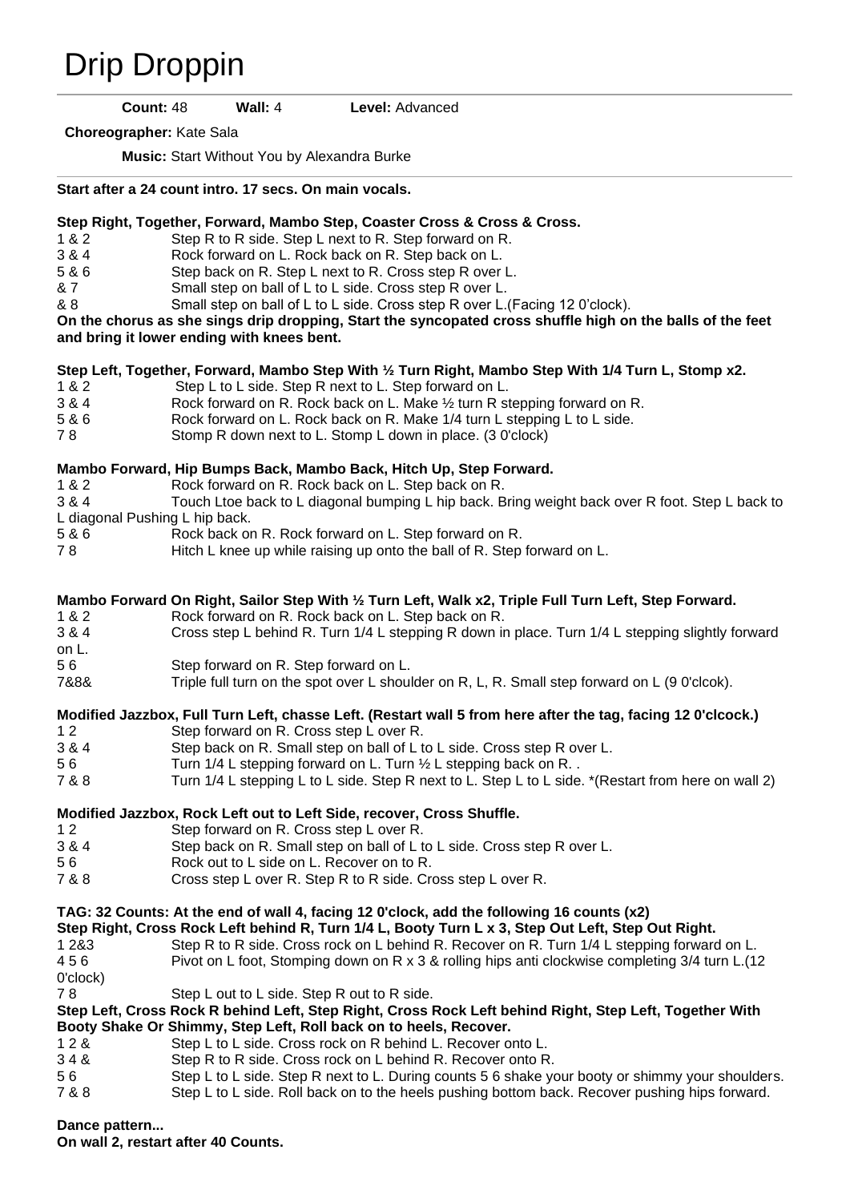# Drip Droppin

**Count:** 48 **Wall:** 4 **Level:** Advanced

**Choreographer:** Kate Sala

**Music:** Start Without You by Alexandra Burke

**Start after a 24 count intro. 17 secs. On main vocals.**

**Step Right, Together, Forward, Mambo Step, Coaster Cross & Cross & Cross.**

| | |
|---|---|
| 1 & 2 | Step R to R side. Step L next to R. Step forward on R. |
| 3 & 4 | Rock forward on L. Rock back on R. Step back on L. |
| 5 & 6 | Step back on R. Step L next to R. Cross step R over L. |
| & 7 | Small step on ball of L to L side. Cross step R over L. |
| & 8 | Small step on ball of L to L side. Cross step R over L.(Facing 12 0'clock). |

**On the chorus as she sings drip dropping, Start the syncopated cross shuffle high on the balls of the feet and bring it lower ending with knees bent.**

**Step Left, Together, Forward, Mambo Step With ½ Turn Right, Mambo Step With 1/4 Turn L, Stomp x2.**

| | |
|---|---|
| 1 & 2 | Step L to L side. Step R next to L. Step forward on L. |
| 3 & 4 | Rock forward on R. Rock back on L. Make ½ turn R stepping forward on R. |
| 5 & 6 | Rock forward on L. Rock back on R. Make 1/4 turn L stepping L to L side. |
| 7 8 | Stomp R down next to L. Stomp L down in place. (3 0'clock) |

**Mambo Forward, Hip Bumps Back, Mambo Back, Hitch Up, Step Forward.**

| | |
|---|---|
| 1 & 2 | Rock forward on R. Rock back on L. Step back on R. |
| 3 & 4 | Touch Ltoe back to L diagonal bumping L hip back. Bring weight back over R foot. Step L back to L diagonal Pushing L hip back. |
| 5 & 6 | Rock back on R. Rock forward on L. Step forward on R. |
| 7 8 | Hitch L knee up while raising up onto the ball of R. Step forward on L. |

**Mambo Forward On Right, Sailor Step With ½ Turn Left, Walk x2, Triple Full Turn Left, Step Forward.**

| | |
|---|---|
| 1 & 2 | Rock forward on R. Rock back on L. Step back on R. |
| 3 & 4 | Cross step L behind R. Turn 1/4 L stepping R down in place. Turn 1/4 L stepping slightly forward on L. |
| 5 6 | Step forward on R. Step forward on L. |
| 7&8& | Triple full turn on the spot over L shoulder on R, L, R. Small step forward on L (9 0'clcok). |

**Modified Jazzbox, Full Turn Left, chasse Left. (Restart wall 5 from here after the tag, facing 12 0'clcock.)**

| | |
|---|---|
| 1 2 | Step forward on R. Cross step L over R. |
| 3 & 4 | Step back on R. Small step on ball of L to L side. Cross step R over L. |
| 5 6 | Turn 1/4 L stepping forward on L. Turn ½ L stepping back on R. . |
| 7 & 8 | Turn 1/4 L stepping L to L side. Step R next to L. Step L to L side. *(Restart from here on wall 2) |

**Modified Jazzbox, Rock Left out to Left Side, recover, Cross Shuffle.**

| | |
|---|---|
| 1 2 | Step forward on R. Cross step L over R. |
| 3 & 4 | Step back on R. Small step on ball of L to L side. Cross step R over L. |
| 5 6 | Rock out to L side on L. Recover on to R. |
| 7 & 8 | Cross step L over R. Step R to R side. Cross step L over R. |

**TAG: 32 Counts: At the end of wall 4, facing 12 0'clock, add the following 16 counts (x2)**

**Step Right, Cross Rock Left behind R, Turn 1/4 L, Booty Turn L x 3, Step Out Left, Step Out Right.**

| | |
|---|---|
| 1 2&3 | Step R to R side. Cross rock on L behind R. Recover on R. Turn 1/4 L stepping forward on L. |
| 4 5 6 | Pivot on L foot, Stomping down on R x 3 & rolling hips anti clockwise completing 3/4 turn L.(12 0'clock) |
| 7 8 | Step L out to L side. Step R out to R side. |

**Step Left, Cross Rock R behind Left, Step Right, Cross Rock Left behind Right, Step Left, Together With Booty Shake Or Shimmy, Step Left, Roll back on to heels, Recover.**

| | |
|---|---|
| 1 2 & | Step L to L side. Cross rock on R behind L. Recover onto L. |
| 3 4 & | Step R to R side. Cross rock on L behind R. Recover onto R. |
| 5 6 | Step L to L side. Step R next to L. During counts 5 6 shake your booty or shimmy your shoulders. |
| 7 & 8 | Step L to L side. Roll back on to the heels pushing bottom back. Recover pushing hips forward. |

**Dance pattern...**

**On wall 2, restart after 40 Counts.**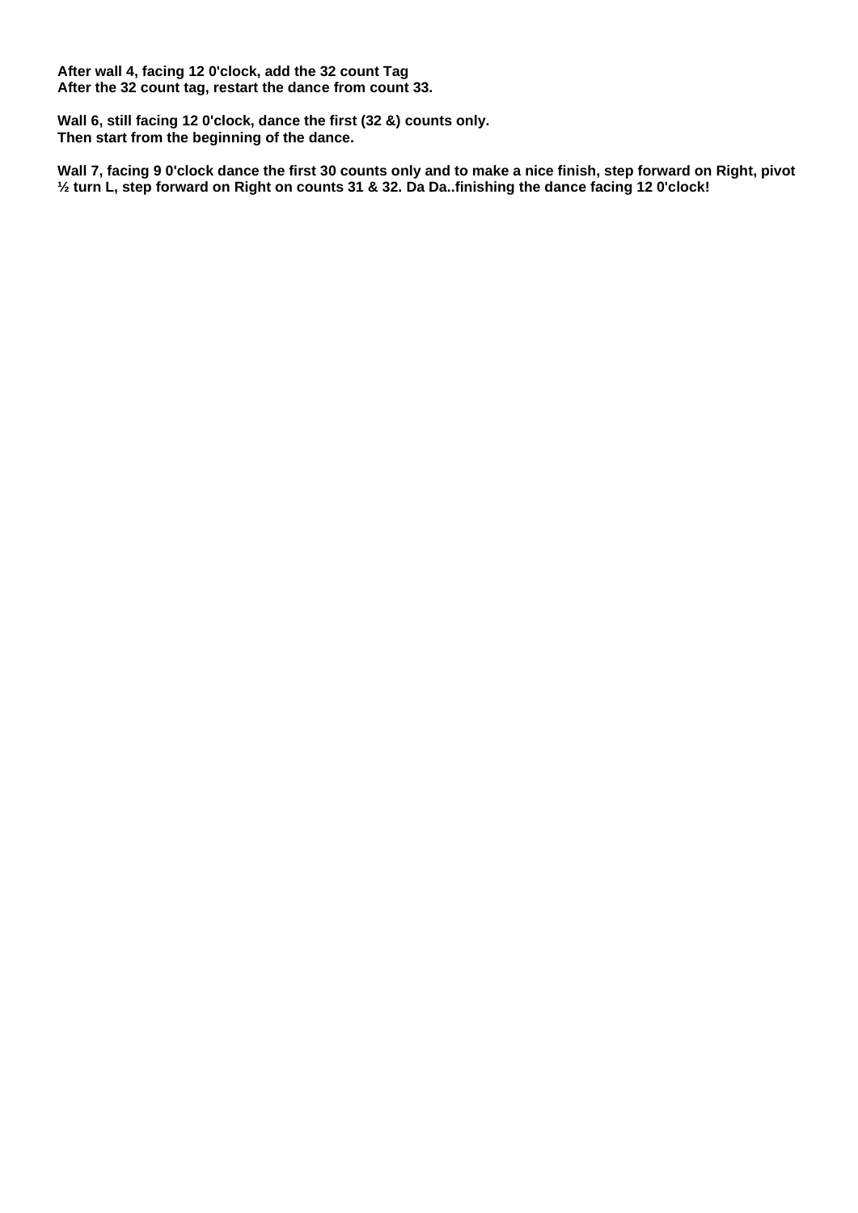**After wall 4, facing 12 0'clock, add the 32 count Tag**
**After the 32 count tag, restart the dance from count 33.**

**Wall 6, still facing 12 0'clock, dance the first (32 &) counts only.**
**Then start from the beginning of the dance.**

**Wall 7, facing 9 0'clock dance the first 30 counts only and to make a nice finish, step forward on Right, pivot ½ turn L, step forward on Right on counts 31 & 32. Da Da..finishing the dance facing 12 0'clock!**